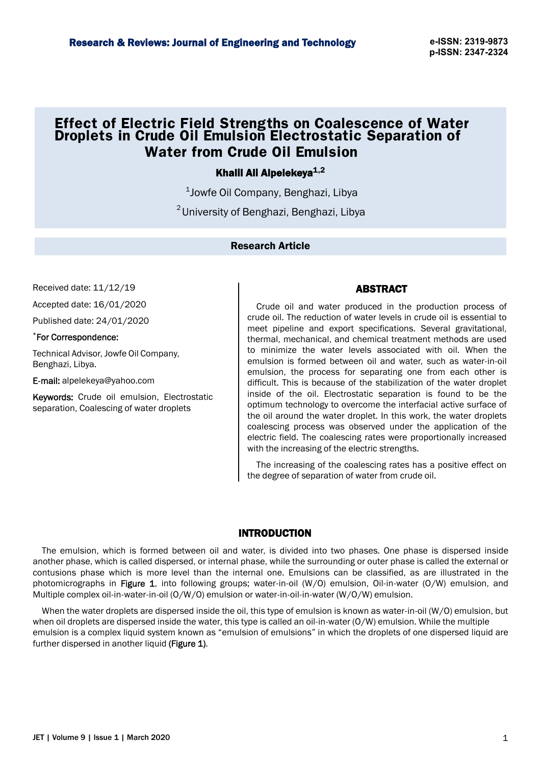# Effect of Electric Field Strengths on Coalescence of Water Droplets in Crude Oil Emulsion Electrostatic Separation of Water from Crude Oil Emulsion

**Khalil Ali Alpelekeya[1,2]**

[1]Jowfe Oil Company, Benghazi, Libya

[2]University of Benghazi, Benghazi, Libya

**Research Article**

Received date: 11/12/19

Accepted date: 16/01/2020

Published date: 24/01/2020

*For Correspondence:

Technical Advisor, Jowfe Oil Company, Benghazi, Libya.

E-mail: alpelekeya@yahoo.com

**Keywords:** Crude oil emulsion, Electrostatic separation, Coalescing of water droplets

## ABSTRACT

Crude oil and water produced in the production process of crude oil. The reduction of water levels in crude oil is essential to meet pipeline and export specifications. Several gravitational, thermal, mechanical, and chemical treatment methods are used to minimize the water levels associated with oil. When the emulsion is formed between oil and water, such as water-in-oil emulsion, the process for separating one from each other is difficult. This is because of the stabilization of the water droplet inside of the oil. Electrostatic separation is found to be the optimum technology to overcome the interfacial active surface of the oil around the water droplet. In this work, the water droplets coalescing process was observed under the application of the electric field. The coalescing rates were proportionally increased with the increasing of the electric strengths.

The increasing of the coalescing rates has a positive effect on the degree of separation of water from crude oil.

## INTRODUCTION

The emulsion, which is formed between oil and water, is divided into two phases. One phase is dispersed inside another phase, which is called dispersed, or internal phase, while the surrounding or outer phase is called the external or contusions phase which is more level than the internal one. Emulsions can be classified, as are illustrated in the photomicrographs in Figure 1, into following groups; water-in-oil (W/O) emulsion, Oil-in-water (O/W) emulsion, and Multiple complex oil-in-water-in-oil (O/W/O) emulsion or water-in-oil-in-water (W/O/W) emulsion.

When the water droplets are dispersed inside the oil, this type of emulsion is known as water-in-oil (W/O) emulsion, but when oil droplets are dispersed inside the water, this type is called an oil-in-water (O/W) emulsion. While the multiple emulsion is a complex liquid system known as "emulsion of emulsions" in which the droplets of one dispersed liquid are further dispersed in another liquid (Figure 1).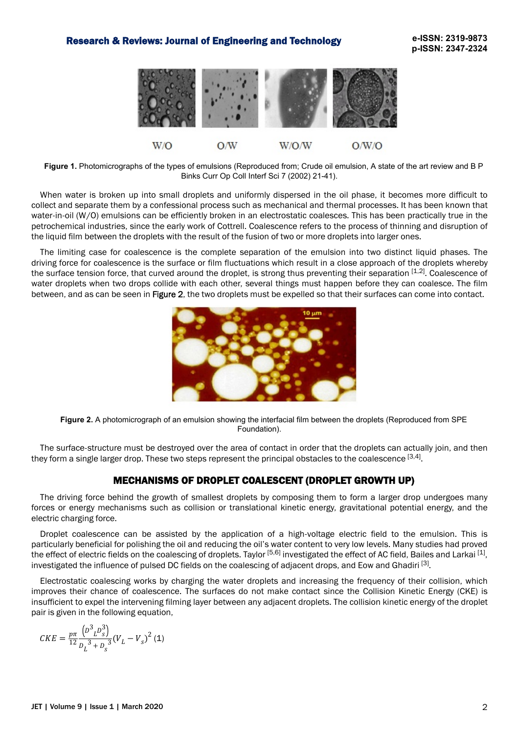W/O    O/W    W/O/W    O/W/O

**Figure 1.** Photomicrographs of the types of emulsions (Reproduced from; Crude oil emulsion, A state of the art review and B P Binks Curr Op Coll Interf Sci 7 (2002) 21-41).

When water is broken up into small droplets and uniformly dispersed in the oil phase, it becomes more difficult to collect and separate them by a confessional process such as mechanical and thermal processes. It has been known that water-in-oil (W/O) emulsions can be efficiently broken in an electrostatic coalesces. This has been practically true in the petrochemical industries, since the early work of Cottrell. Coalescence refers to the process of thinning and disruption of the liquid film between the droplets with the result of the fusion of two or more droplets into larger ones.

The limiting case for coalescence is the complete separation of the emulsion into two distinct liquid phases. The driving force for coalescence is the surface or film fluctuations which result in a close approach of the droplets whereby the surface tension force, that curved around the droplet, is strong thus preventing their separation [1,2]. Coalescence of water droplets when two drops collide with each other, several things must happen before they can coalesce. The film between, and as can be seen in Figure 2, the two droplets must be expelled so that their surfaces can come into contact.

**Figure 2.** A photomicrograph of an emulsion showing the interfacial film between the droplets (Reproduced from SPE Foundation).

The surface-structure must be destroyed over the area of contact in order that the droplets can actually join, and then they form a single larger drop. These two steps represent the principal obstacles to the coalescence [3,4].

## MECHANISMS OF DROPLET COALESCENT (DROPLET GROWTH UP)

The driving force behind the growth of smallest droplets by composing them to form a larger drop undergoes many forces or energy mechanisms such as collision or translational kinetic energy, gravitational potential energy, and the electric charging force.

Droplet coalescence can be assisted by the application of a high-voltage electric field to the emulsion. This is particularly beneficial for polishing the oil and reducing the oil's water content to very low levels. Many studies had proved the effect of electric fields on the coalescing of droplets. Taylor [5,6] investigated the effect of AC field, Bailes and Larkai [1], investigated the influence of pulsed DC fields on the coalescing of adjacent drops, and Eow and Ghadiri [3].

Electrostatic coalescing works by charging the water droplets and increasing the frequency of their collision, which improves their chance of coalescence. The surfaces do not make contact since the Collision Kinetic Energy (CKE) is insufficient to expel the intervening filming layer between any adjacent droplets. The collision kinetic energy of the droplet pair is given in the following equation,

$$CKE = \frac{p\pi}{12}\frac{\left(D_L^3 D_s^3\right)}{D_L^3 + D_s^3}\left(V_L - V_s\right)^2 \quad (1)$$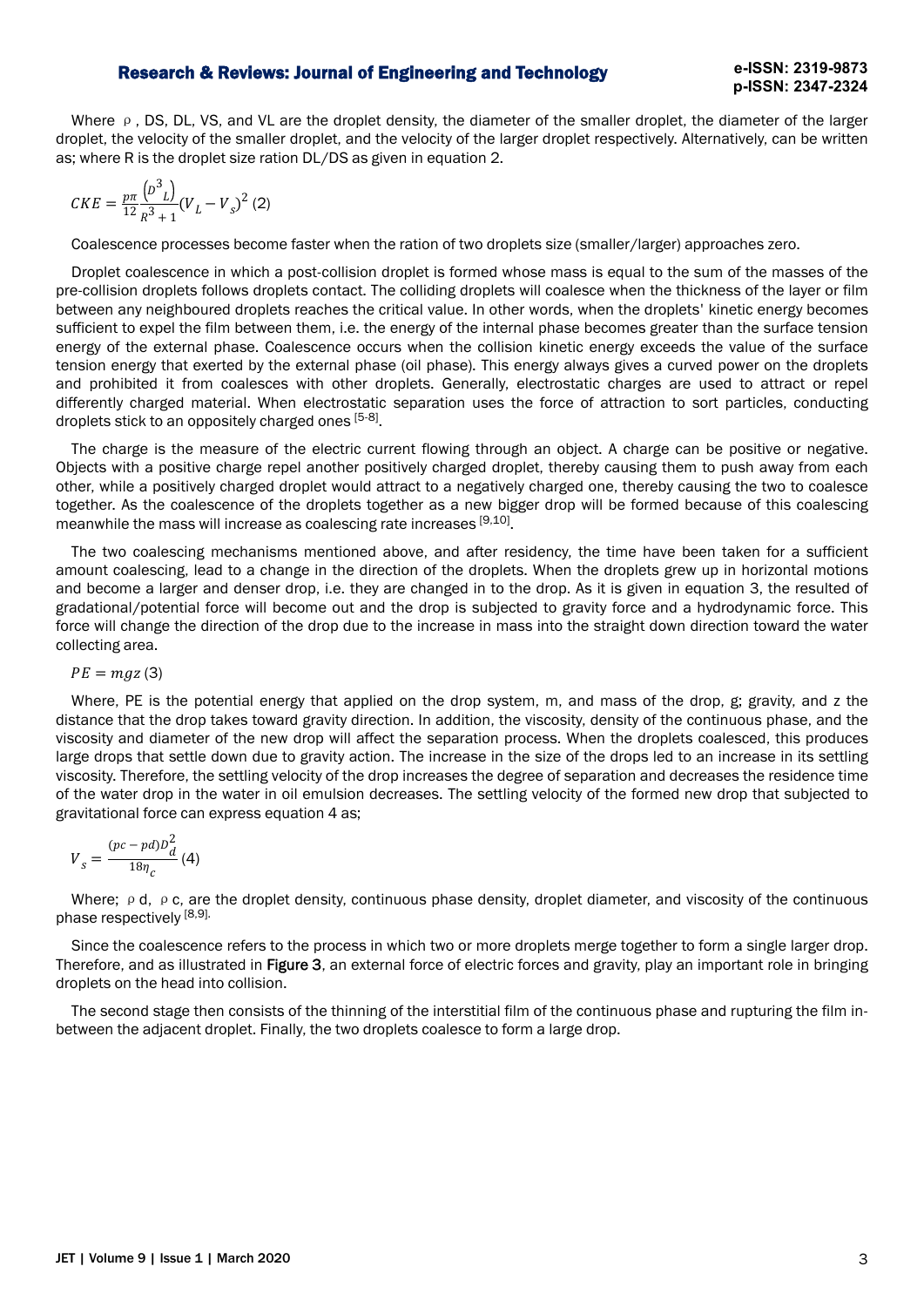Where ρ, DS, DL, VS, and VL are the droplet density, the diameter of the smaller droplet, the diameter of the larger droplet, the velocity of the smaller droplet, and the velocity of the larger droplet respectively. Alternatively, can be written as; where R is the droplet size ration DL/DS as given in equation 2.

$$CKE = \frac{p\pi}{12}\frac{\left(D^{3}{}_{L}\right)}{R^{3}+1}(V_{L}-V_{s})^{2} \quad (2)$$

Coalescence processes become faster when the ration of two droplets size (smaller/larger) approaches zero.

Droplet coalescence in which a post-collision droplet is formed whose mass is equal to the sum of the masses of the pre-collision droplets follows droplets contact. The colliding droplets will coalesce when the thickness of the layer or film between any neighboured droplets reaches the critical value. In other words, when the droplets' kinetic energy becomes sufficient to expel the film between them, i.e. the energy of the internal phase becomes greater than the surface tension energy of the external phase. Coalescence occurs when the collision kinetic energy exceeds the value of the surface tension energy that exerted by the external phase (oil phase). This energy always gives a curved power on the droplets and prohibited it from coalesces with other droplets. Generally, electrostatic charges are used to attract or repel differently charged material. When electrostatic separation uses the force of attraction to sort particles, conducting droplets stick to an oppositely charged ones [5-8].

The charge is the measure of the electric current flowing through an object. A charge can be positive or negative. Objects with a positive charge repel another positively charged droplet, thereby causing them to push away from each other, while a positively charged droplet would attract to a negatively charged one, thereby causing the two to coalesce together. As the coalescence of the droplets together as a new bigger drop will be formed because of this coalescing meanwhile the mass will increase as coalescing rate increases [9,10].

The two coalescing mechanisms mentioned above, and after residency, the time have been taken for a sufficient amount coalescing, lead to a change in the direction of the droplets. When the droplets grew up in horizontal motions and become a larger and denser drop, i.e. they are changed in to the drop. As it is given in equation 3, the resulted of gradational/potential force will become out and the drop is subjected to gravity force and a hydrodynamic force. This force will change the direction of the drop due to the increase in mass into the straight down direction toward the water collecting area.

$$PE = mgz \quad (3)$$

Where, PE is the potential energy that applied on the drop system, m, and mass of the drop, g; gravity, and z the distance that the drop takes toward gravity direction. In addition, the viscosity, density of the continuous phase, and the viscosity and diameter of the new drop will affect the separation process. When the droplets coalesced, this produces large drops that settle down due to gravity action. The increase in the size of the drops led to an increase in its settling viscosity. Therefore, the settling velocity of the drop increases the degree of separation and decreases the residence time of the water drop in the water in oil emulsion decreases. The settling velocity of the formed new drop that subjected to gravitational force can express equation 4 as;

$$V_{s} = \frac{(pc-pd)D_{d}^{2}}{18\eta_{c}} \quad (4)$$

Where; ρd, ρc, are the droplet density, continuous phase density, droplet diameter, and viscosity of the continuous phase respectively [8,9].

Since the coalescence refers to the process in which two or more droplets merge together to form a single larger drop. Therefore, and as illustrated in **Figure 3**, an external force of electric forces and gravity, play an important role in bringing droplets on the head into collision.

The second stage then consists of the thinning of the interstitial film of the continuous phase and rupturing the film in-between the adjacent droplet. Finally, the two droplets coalesce to form a large drop.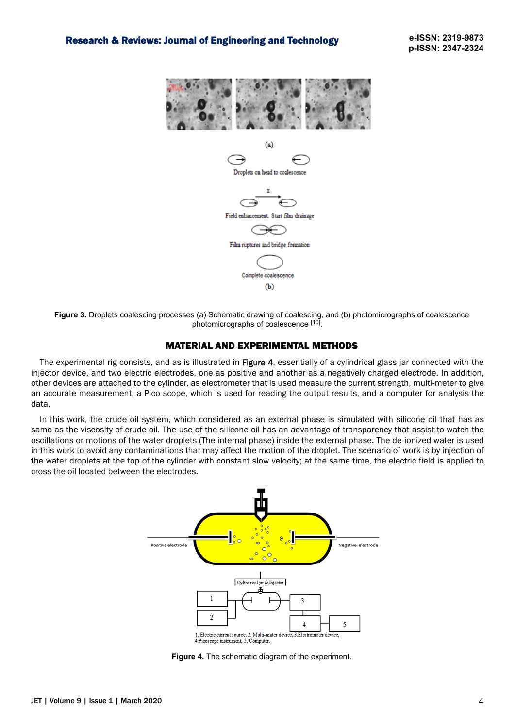**Figure 3.** Droplets coalescing processes (a) Schematic drawing of coalescing, and (b) photomicrographs of coalescence photomicrographs of coalescence [10].

## MATERIAL AND EXPERIMENTAL METHODS

The experimental rig consists, and as is illustrated in Figure 4, essentially of a cylindrical glass jar connected with the injector device, and two electric electrodes, one as positive and another as a negatively charged electrode. In addition, other devices are attached to the cylinder, as electrometer that is used measure the current strength, multi-meter to give an accurate measurement, a Pico scope, which is used for reading the output results, and a computer for analysis the data.

In this work, the crude oil system, which considered as an external phase is simulated with silicone oil that has as same as the viscosity of crude oil. The use of the silicone oil has an advantage of transparency that assist to watch the oscillations or motions of the water droplets (The internal phase) inside the external phase. The de-ionized water is used in this work to avoid any contaminations that may affect the motion of the droplet. The scenario of work is by injection of the water droplets at the top of the cylinder with constant slow velocity; at the same time, the electric field is applied to cross the oil located between the electrodes.

**Figure 4.** The schematic diagram of the experiment.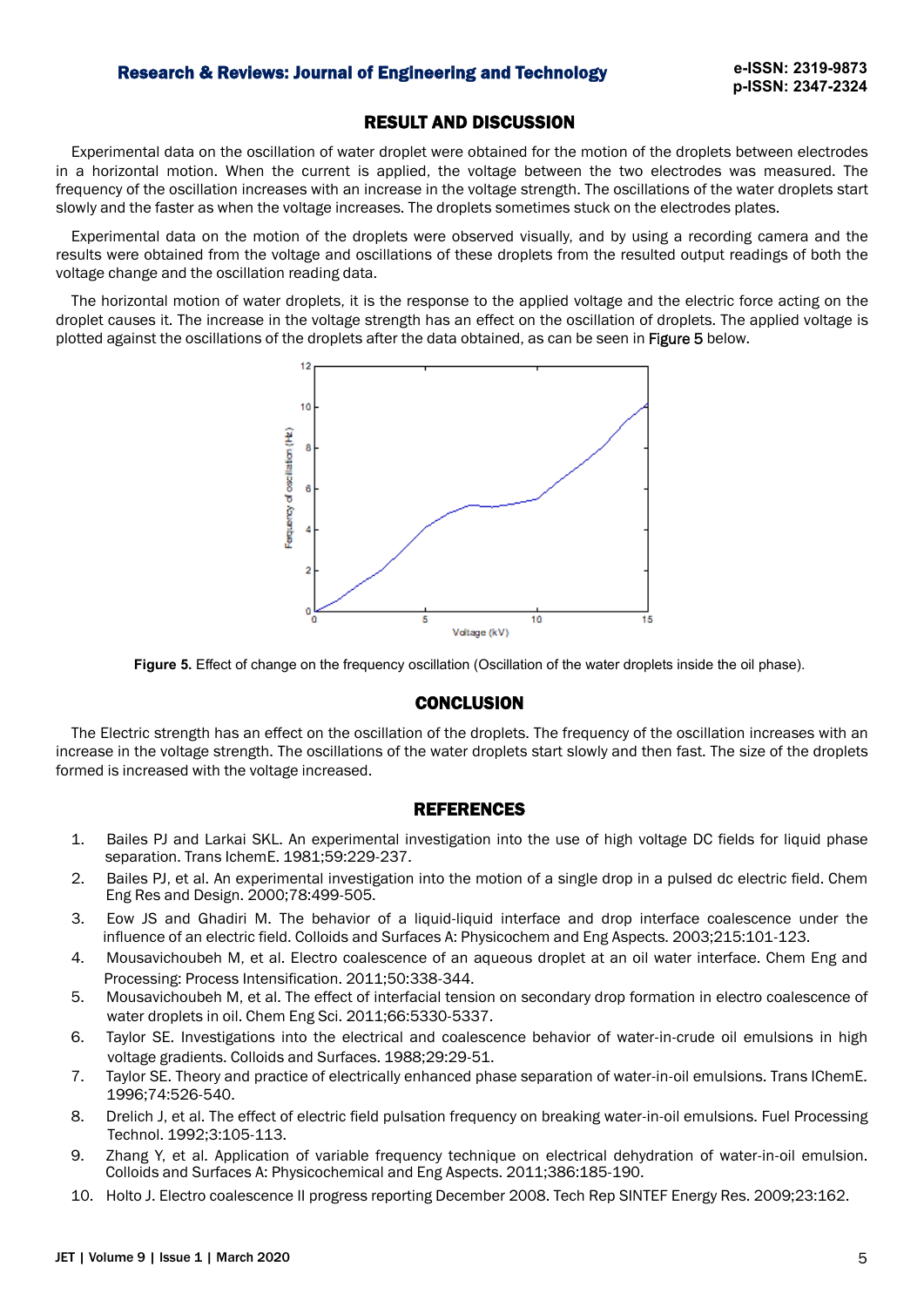## RESULT AND DISCUSSION

Experimental data on the oscillation of water droplet were obtained for the motion of the droplets between electrodes in a horizontal motion. When the current is applied, the voltage between the two electrodes was measured. The frequency of the oscillation increases with an increase in the voltage strength. The oscillations of the water droplets start slowly and the faster as when the voltage increases. The droplets sometimes stuck on the electrodes plates.

Experimental data on the motion of the droplets were observed visually, and by using a recording camera and the results were obtained from the voltage and oscillations of these droplets from the resulted output readings of both the voltage change and the oscillation reading data.

The horizontal motion of water droplets, it is the response to the applied voltage and the electric force acting on the droplet causes it. The increase in the voltage strength has an effect on the oscillation of droplets. The applied voltage is plotted against the oscillations of the droplets after the data obtained, as can be seen in Figure 5 below.

Ferquency of oscillation (Hz)

0
2
4
6
8
10
12

0
5
10
15

Voltage (kV)

**Figure 5.** Effect of change on the frequency oscillation (Oscillation of the water droplets inside the oil phase).

## CONCLUSION

The Electric strength has an effect on the oscillation of the droplets. The frequency of the oscillation increases with an increase in the voltage strength. The oscillations of the water droplets start slowly and then fast. The size of the droplets formed is increased with the voltage increased.

## REFERENCES

1. Bailes PJ and Larkai SKL. An experimental investigation into the use of high voltage DC fields for liquid phase separation. Trans IchemE. 1981;59:229-237.
2. Bailes PJ, et al. An experimental investigation into the motion of a single drop in a pulsed dc electric field. Chem Eng Res and Design. 2000;78:499-505.
3. Eow JS and Ghadiri M. The behavior of a liquid-liquid interface and drop interface coalescence under the influence of an electric field. Colloids and Surfaces A: Physicochem and Eng Aspects. 2003;215:101-123.
4. Mousavichoubeh M, et al. Electro coalescence of an aqueous droplet at an oil water interface. Chem Eng and Processing: Process Intensification. 2011;50:338-344.
5. Mousavichoubeh M, et al. The effect of interfacial tension on secondary drop formation in electro coalescence of water droplets in oil. Chem Eng Sci. 2011;66:5330-5337.
6. Taylor SE. Investigations into the electrical and coalescence behavior of water-in-crude oil emulsions in high voltage gradients. Colloids and Surfaces. 1988;29:29-51.
7. Taylor SE. Theory and practice of electrically enhanced phase separation of water-in-oil emulsions. Trans IChemE. 1996;74:526-540.
8. Drelich J, et al. The effect of electric field pulsation frequency on breaking water-in-oil emulsions. Fuel Processing Technol. 1992;3:105-113.
9. Zhang Y, et al. Application of variable frequency technique on electrical dehydration of water-in-oil emulsion. Colloids and Surfaces A: Physicochemical and Eng Aspects. 2011;386:185-190.
10. Holto J. Electro coalescence II progress reporting December 2008. Tech Rep SINTEF Energy Res. 2009;23:162.